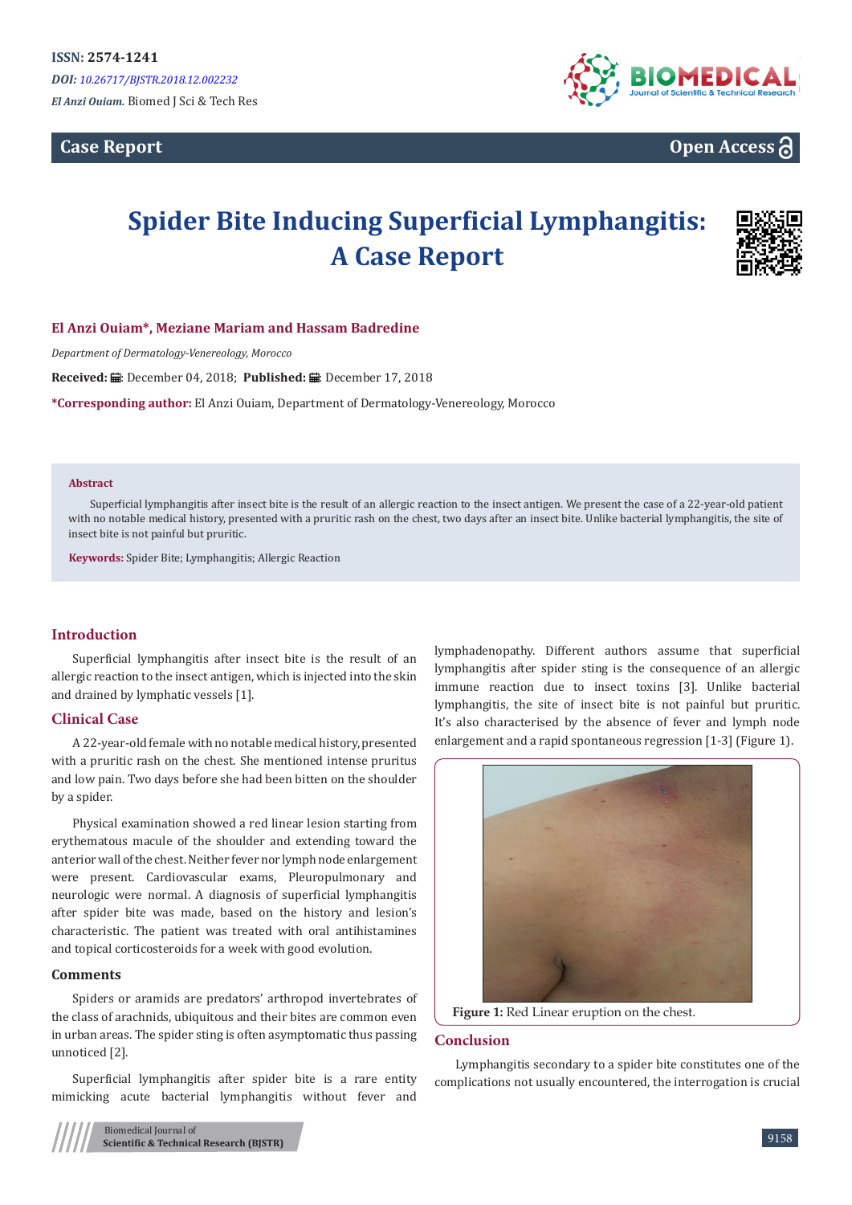ISSN: 2574-1241

*DOI: 10.26717/BJSTR.2018.12.002232*

*El Anzi Ouiam.* Biomed J Sci & Tech Res

**Case Report** **Open Access**

# Spider Bite Inducing Superficial Lymphangitis: A Case Report

**El Anzi Ouiam\*, Meziane Mariam and Hassam Badredine**

*Department of Dermatology-Venereology, Morocco*

**Received:** December 04, 2018; **Published:** December 17, 2018

**\*Corresponding author:** El Anzi Ouiam, Department of Dermatology-Venereology, Morocco

**Abstract**

Superficial lymphangitis after insect bite is the result of an allergic reaction to the insect antigen. We present the case of a 22-year-old patient with no notable medical history, presented with a pruritic rash on the chest, two days after an insect bite. Unlike bacterial lymphangitis, the site of insect bite is not painful but pruritic.

**Keywords:** Spider Bite; Lymphangitis; Allergic Reaction

## Introduction

Superficial lymphangitis after insect bite is the result of an allergic reaction to the insect antigen, which is injected into the skin and drained by lymphatic vessels [1].

## Clinical Case

A 22-year-old female with no notable medical history, presented with a pruritic rash on the chest. She mentioned intense pruritus and low pain. Two days before she had been bitten on the shoulder by a spider.

Physical examination showed a red linear lesion starting from erythematous macule of the shoulder and extending toward the anterior wall of the chest. Neither fever nor lymph node enlargement were present. Cardiovascular exams, Pleuropulmonary and neurologic were normal. A diagnosis of superficial lymphangitis after spider bite was made, based on the history and lesion's characteristic. The patient was treated with oral antihistamines and topical corticosteroids for a week with good evolution.

### Comments

Spiders or aramids are predators' arthropod invertebrates of the class of arachnids, ubiquitous and their bites are common even in urban areas. The spider sting is often asymptomatic thus passing unnoticed [2].

Superficial lymphangitis after spider bite is a rare entity mimicking acute bacterial lymphangitis without fever and lymphadenopathy. Different authors assume that superficial lymphangitis after spider sting is the consequence of an allergic immune reaction due to insect toxins [3]. Unlike bacterial lymphangitis, the site of insect bite is not painful but pruritic. It's also characterised by the absence of fever and lymph node enlargement and a rapid spontaneous regression [1-3] (Figure 1).

**Figure 1:** Red Linear eruption on the chest.

## Conclusion

Lymphangitis secondary to a spider bite constitutes one of the complications not usually encountered, the interrogation is crucial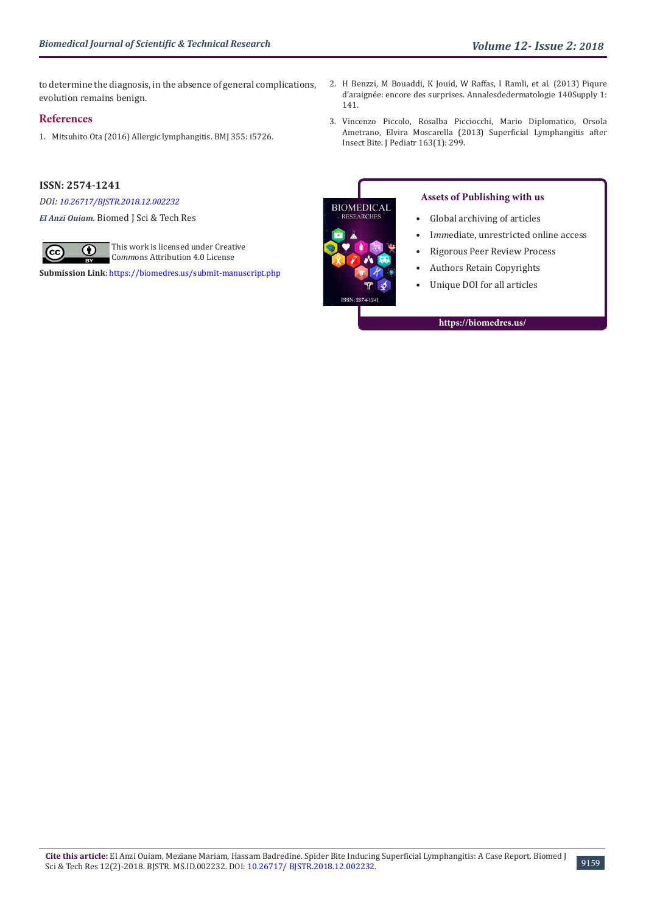to determine the diagnosis, in the absence of general complications, evolution remains benign.

## References

1. Mitsuhito Ota (2016) Allergic lymphangitis. BMJ 355: i5726.
2. H Benzzi, M Bouaddi, K Jouid, W Raffas, I Ramli, et al. (2013) Piqure d'araignée: encore des surprises. Annalesdedermatologie 140Supply 1: 141.
3. Vincenzo Piccolo, Rosalba Picciocchi, Mario Diplomatico, Orsola Ametrano, Elvira Moscarella (2013) Superficial Lymphangitis after Insect Bite. J Pediatr 163(1): 299.

**ISSN: 2574-1241**

*DOI: 10.26717/BJSTR.2018.12.002232*

***El Anzi Ouiam.*** Biomed J Sci & Tech Res

This work is licensed under Creative Commons Attribution 4.0 License

**Submission Link**: https://biomedres.us/submit-manuscript.php

**Assets of Publishing with us**

- Global archiving of articles
- Immediate, unrestricted online access
- Rigorous Peer Review Process
- Authors Retain Copyrights
- Unique DOI for all articles

**https://biomedres.us/**

**Cite this article:** El Anzi Ouiam, Meziane Mariam, Hassam Badredine. Spider Bite Inducing Superficial Lymphangitis: A Case Report. Biomed J Sci & Tech Res 12(2)-2018. BJSTR. MS.ID.002232. DOI: 10.26717/ BJSTR.2018.12.002232.